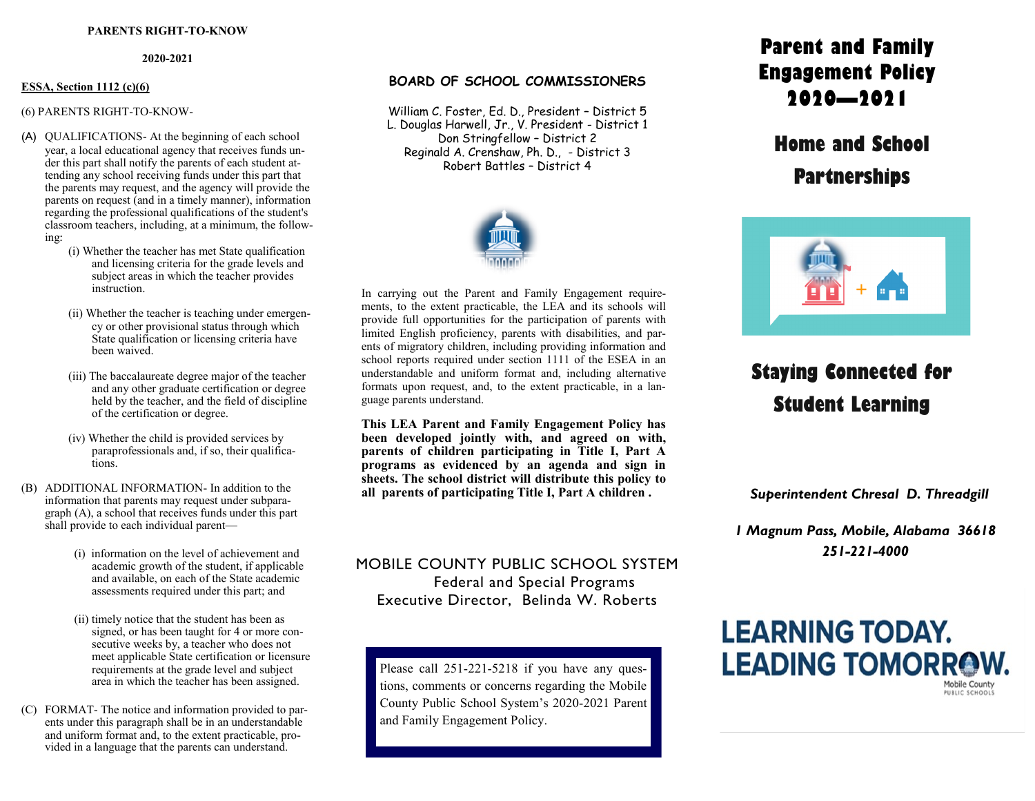**PARENTS RIGHT-TO-KNOW**

**2020-2021**

**ESSA, Section 1112 (c)(6)**

(6) PARENTS RIGHT-TO-KNOW-

(A) QUALIFICATIONS- At the beginning of each school year, a local educational agency that receives funds under this part shall notify the parents of each student attending any school receiving funds under this part that the parents may request, and the agency will provide the parents on request (and in a timely manner), information regarding the professional qualifications of the student's classroom teachers, including, at a minimum, the following:

- (i) Whether the teacher has met State qualification and licensing criteria for the grade levels and subject areas in which the teacher provides instruction.
- (ii) Whether the teacher is teaching under emergency or other provisional status through which State qualification or licensing criteria have been waived.
- (iii) The baccalaureate degree major of the teacher and any other graduate certification or degree held by the teacher, and the field of discipline of the certification or degree.
- (iv) Whether the child is provided services by paraprofessionals and, if so, their qualifications.

(B) ADDITIONAL INFORMATION- In addition to the information that parents may request under subparagraph (A), a school that receives funds under this part shall provide to each individual parent—

- (i) information on the level of achievement and academic growth of the student, if applicable and available, on each of the State academic assessments required under this part; and
- (ii) timely notice that the student has been assigned, or has been taught for 4 or more consecutive weeks by, a teacher who does not meet applicable State certification or licensure requirements at the grade level and subject area in which the teacher has been assigned.

(C) FORMAT- The notice and information provided to parents under this paragraph shall be in an understandable and uniform format and, to the extent practicable, provided in a language that the parents can understand.

## BOARD OF SCHOOL COMMISSIONERS

William C. Foster, Ed. D., President – District 5
L. Douglas Harwell, Jr., V. President - District 1
Don Stringfellow – District 2
Reginald A. Crenshaw, Ph. D., - District 3
Robert Battles – District 4

In carrying out the Parent and Family Engagement requirements, to the extent practicable, the LEA and its schools will provide full opportunities for the participation of parents with limited English proficiency, parents with disabilities, and parents of migratory children, including providing information and school reports required under section 1111 of the ESEA in an understandable and uniform format and, including alternative formats upon request, and, to the extent practicable, in a language parents understand.

**This LEA Parent and Family Engagement Policy has been developed jointly with, and agreed on with, parents of children participating in Title I, Part A programs as evidenced by an agenda and sign in sheets. The school district will distribute this policy to all parents of participating Title I, Part A children .**

MOBILE COUNTY PUBLIC SCHOOL SYSTEM
Federal and Special Programs
Executive Director, Belinda W. Roberts

Please call 251-221-5218 if you have any questions, comments or concerns regarding the Mobile County Public School System's 2020-2021 Parent and Family Engagement Policy.

# Parent and Family Engagement Policy 2020—2021

## Home and School Partnerships

## Staying Connected for Student Learning

*Superintendent Chresal D. Threadgill*

*1 Magnum Pass, Mobile, Alabama 36618*
*251-221-4000*

**LEARNING TODAY. LEADING TOMORROW.**
Mobile County Public Schools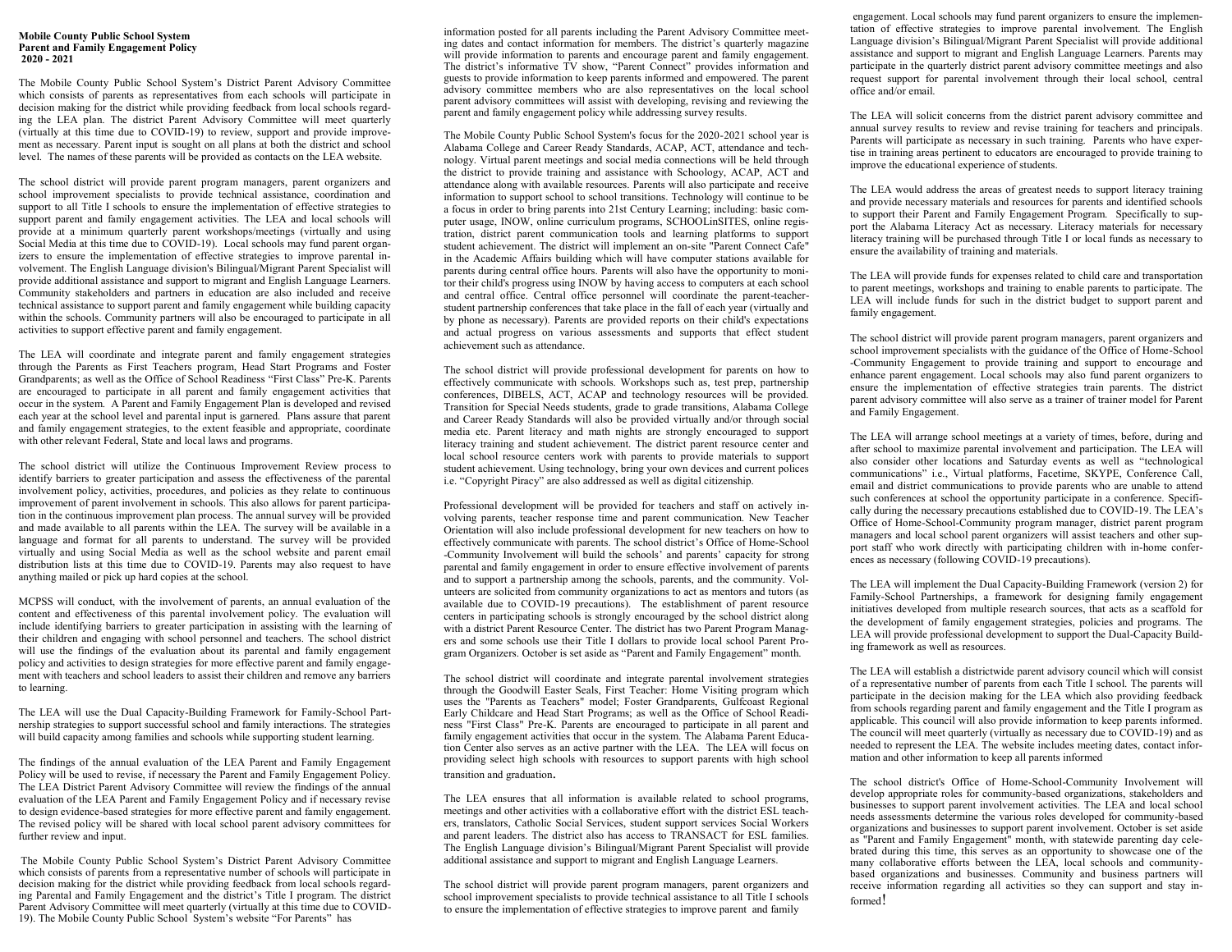**Mobile County Public School System**
**Parent and Family Engagement Policy**
**2020 - 2021**

The Mobile County Public School System's District Parent Advisory Committee which consists of parents as representatives from each schools will participate in decision making for the district while providing feedback from local schools regarding the LEA plan. The district Parent Advisory Committee will meet quarterly (virtually at this time due to COVID-19) to review, support and provide improvement as necessary. Parent input is sought on all plans at both the district and school level. The names of these parents will be provided as contacts on the LEA website.

The school district will provide parent program managers, parent organizers and school improvement specialists to provide technical assistance, coordination and support to all Title I schools to ensure the implementation of effective strategies to support parent and family engagement activities. The LEA and local schools will provide at a minimum quarterly parent workshops/meetings (virtually and using Social Media at this time due to COVID-19). Local schools may fund parent organizers to ensure the implementation of effective strategies to improve parental involvement. The English Language division's Bilingual/Migrant Parent Specialist will provide additional assistance and support to migrant and English Language Learners. Community stakeholders and partners in education are also included and receive technical assistance to support parent and family engagement while building capacity within the schools. Community partners will also be encouraged to participate in all activities to support effective parent and family engagement.

The LEA will coordinate and integrate parent and family engagement strategies through the Parents as First Teachers program, Head Start Programs and Foster Grandparents; as well as the Office of School Readiness "First Class" Pre-K. Parents are encouraged to participate in all parent and family engagement activities that occur in the system. A Parent and Family Engagement Plan is developed and revised each year at the school level and parental input is garnered. Plans assure that parent and family engagement strategies, to the extent feasible and appropriate, coordinate with other relevant Federal, State and local laws and programs.

The school district will utilize the Continuous Improvement Review process to identify barriers to greater participation and assess the effectiveness of the parental involvement policy, activities, procedures, and policies as they relate to continuous improvement of parent involvement in schools. This also allows for parent participation in the continuous improvement plan process. The annual survey will be provided and made available to all parents within the LEA. The survey will be available in a language and format for all parents to understand. The survey will be provided virtually and using Social Media as well as the school website and parent email distribution lists at this time due to COVID-19. Parents may also request to have anything mailed or pick up hard copies at the school.

MCPSS will conduct, with the involvement of parents, an annual evaluation of the content and effectiveness of this parental involvement policy. The evaluation will include identifying barriers to greater participation in assisting with the learning of their children and engaging with school personnel and teachers. The school district will use the findings of the evaluation about its parental and family engagement policy and activities to design strategies for more effective parent and family engagement with teachers and school leaders to assist their children and remove any barriers to learning.

The LEA will use the Dual Capacity-Building Framework for Family-School Partnership strategies to support successful school and family interactions. The strategies will build capacity among families and schools while supporting student learning.

The findings of the annual evaluation of the LEA Parent and Family Engagement Policy will be used to revise, if necessary the Parent and Family Engagement Policy. The LEA District Parent Advisory Committee will review the findings of the annual evaluation of the LEA Parent and Family Engagement Policy and if necessary revise to design evidence-based strategies for more effective parent and family engagement. The revised policy will be shared with local school parent advisory committees for further review and input.

The Mobile County Public School System's District Parent Advisory Committee which consists of parents from a representative number of schools will participate in decision making for the district while providing feedback from local schools regarding Parental and Family Engagement and the district's Title I program. The district Parent Advisory Committee will meet quarterly (virtually at this time due to COVID-19). The Mobile County Public School System's website "For Parents" has information posted for all parents including the Parent Advisory Committee meeting dates and contact information for members. The district's quarterly magazine will provide information to parents and encourage parent and family engagement. The district's informative TV show, "Parent Connect" provides information and guests to provide information to keep parents informed and empowered. The parent advisory committee members who are also representatives on the local school parent advisory committees will assist with developing, revising and reviewing the parent and family engagement policy while addressing survey results.

The Mobile County Public School System's focus for the 2020-2021 school year is Alabama College and Career Ready Standards, ACAP, ACT, attendance and technology. Virtual parent meetings and social media connections will be held through the district to provide training and assistance with Schoology, ACAP, ACT and attendance along with available resources. Parents will also participate and receive information to support school to school transitions. Technology will continue to be a focus in order to bring parents into 21st Century Learning; including: basic computer usage, INOW, online curriculum programs, SCHOOLinSITES, online registration, district parent communication tools and learning platforms to support student achievement. The district will implement an on-site "Parent Connect Cafe" in the Academic Affairs building which will have computer stations available for parents during central office hours. Parents will also have the opportunity to monitor their child's progress using INOW by having access to computers at each school and central office. Central office personnel will coordinate the parent-teacher-student partnership conferences that take place in the fall of each year (virtually and by phone as necessary). Parents are provided reports on their child's expectations and actual progress on various assessments and supports that effect student achievement such as attendance.

The school district will provide professional development for parents on how to effectively communicate with schools. Workshops such as, test prep, partnership conferences, DIBELS, ACT, ACAP and technology resources will be provided. Transition for Special Needs students, grade to grade transitions, Alabama College and Career Ready Standards will also be provided virtually and/or through social media etc. Parent literacy and math nights are strongly encouraged to support literacy training and student achievement. The district parent resource center and local school resource centers work with parents to provide materials to support student achievement. Using technology, bring your own devices and current polices i.e. "Copyright Piracy" are also addressed as well as digital citizenship.

Professional development will be provided for teachers and staff on actively involving parents, teacher response time and parent communication. New Teacher Orientation will also include professional development for new teachers on how to effectively communicate with parents. The school district's Office of Home-School-Community Involvement will build the schools' and parents' capacity for strong parental and family engagement in order to ensure effective involvement of parents and to support a partnership among the schools, parents, and the community. Volunteers are solicited from community organizations to act as mentors and tutors (as available due to COVID-19 precautions). The establishment of parent resource centers in participating schools is strongly encouraged by the school district along with a district Parent Resource Center. The district has two Parent Program Managers and some schools use their Title I dollars to provide local school Parent Program Organizers. October is set aside as "Parent and Family Engagement" month.

The school district will coordinate and integrate parental involvement strategies through the Goodwill Easter Seals, First Teacher: Home Visiting program which uses the "Parents as Teachers" model; Foster Grandparents, Gulfcoast Regional Early Childcare and Head Start Programs; as well as the Office of School Readiness "First Class" Pre-K. Parents are encouraged to participate in all parent and family engagement activities that occur in the system. The Alabama Parent Education Center also serves as an active partner with the LEA. The LEA will focus on providing select high schools with resources to support parents with high school transition and graduation.

The LEA ensures that all information is available related to school programs, meetings and other activities with a collaborative effort with the district ESL teachers, translators, Catholic Social Services, student support services Social Workers and parent leaders. The district also has access to TRANSACT for ESL families. The English Language division's Bilingual/Migrant Parent Specialist will provide additional assistance and support to migrant and English Language Learners.

The school district will provide parent program managers, parent organizers and school improvement specialists to provide technical assistance to all Title I schools to ensure the implementation of effective strategies to improve parent and family engagement. Local schools may fund parent organizers to ensure the implementation of effective strategies to improve parental involvement. The English Language division's Bilingual/Migrant Parent Specialist will provide additional assistance and support to migrant and English Language Learners. Parents may participate in the quarterly district parent advisory committee meetings and also request support for parental involvement through their local school, central office and/or email.

The LEA will solicit concerns from the district parent advisory committee and annual survey results to review and revise training for teachers and principals. Parents will participate as necessary in such training. Parents who have expertise in training areas pertinent to educators are encouraged to provide training to improve the educational experience of students.

The LEA would address the areas of greatest needs to support literacy training and provide necessary materials and resources for parents and identified schools to support their Parent and Family Engagement Program. Specifically to support the Alabama Literacy Act as necessary. Literacy materials for necessary literacy training will be purchased through Title I or local funds as necessary to ensure the availability of training and materials.

The LEA will provide funds for expenses related to child care and transportation to parent meetings, workshops and training to enable parents to participate. The LEA will include funds for such in the district budget to support parent and family engagement.

The school district will provide parent program managers, parent organizers and school improvement specialists with the guidance of the Office of Home-School-Community Engagement to provide training and support to encourage and enhance parent engagement. Local schools may also fund parent organizers to ensure the implementation of effective strategies train parents. The district parent advisory committee will also serve as a trainer of trainer model for Parent and Family Engagement.

The LEA will arrange school meetings at a variety of times, before, during and after school to maximize parental involvement and participation. The LEA will also consider other locations and Saturday events as well as "technological communications" i.e., Virtual platforms, Facetime, SKYPE, Conference Call, email and district communications to provide parents who are unable to attend such conferences at school the opportunity participate in a conference. Specifically during the necessary precautions established due to COVID-19. The LEA's Office of Home-School-Community program manager, district parent program managers and local school parent organizers will assist teachers and other support staff who work directly with participating children with in-home conferences as necessary (following COVID-19 precautions).

The LEA will implement the Dual Capacity-Building Framework (version 2) for Family-School Partnerships, a framework for designing family engagement initiatives developed from multiple research sources, that acts as a scaffold for the development of family engagement strategies, policies and programs. The LEA will provide professional development to support the Dual-Capacity Building framework as well as resources.

The LEA will establish a districtwide parent advisory council which will consist of a representative number of parents from each Title I school. The parents will participate in the decision making for the LEA which also providing feedback from schools regarding parent and family engagement and the Title I program as applicable. This council will also provide information to keep parents informed. The council will meet quarterly (virtually as necessary due to COVID-19) and as needed to represent the LEA. The website includes meeting dates, contact information and other information to keep all parents informed

The school district's Office of Home-School-Community Involvement will develop appropriate roles for community-based organizations, stakeholders and businesses to support parent involvement activities. The LEA and local school needs assessments determine the various roles developed for community-based organizations and businesses to support parent involvement. October is set aside as "Parent and Family Engagement" month, with statewide parenting day celebrated during this time, this serves as an opportunity to showcase one of the many collaborative efforts between the LEA, local schools and community-based organizations and businesses. Community and business partners will receive information regarding all activities so they can support and stay informed!